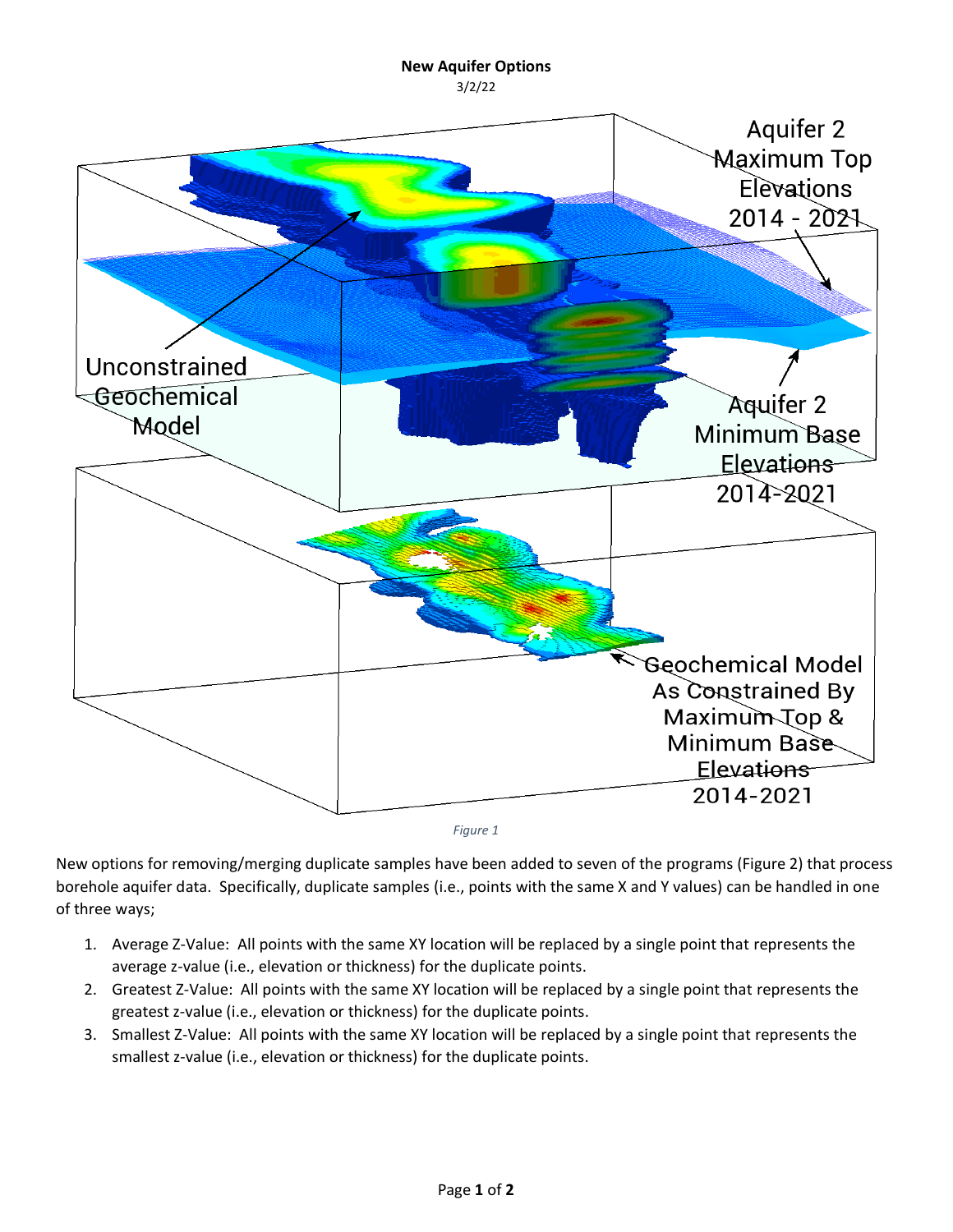**New Aquifer Options**

3/2/22

*Figure 1*

New options for removing/merging duplicate samples have been added to seven of the programs (Figure 2) that process borehole aquifer data. Specifically, duplicate samples (i.e., points with the same X and Y values) can be handled in one of three ways;

1. Average Z-Value: All points with the same XY location will be replaced by a single point that represents the average z-value (i.e., elevation or thickness) for the duplicate points.
2. Greatest Z-Value: All points with the same XY location will be replaced by a single point that represents the greatest z-value (i.e., elevation or thickness) for the duplicate points.
3. Smallest Z-Value: All points with the same XY location will be replaced by a single point that represents the smallest z-value (i.e., elevation or thickness) for the duplicate points.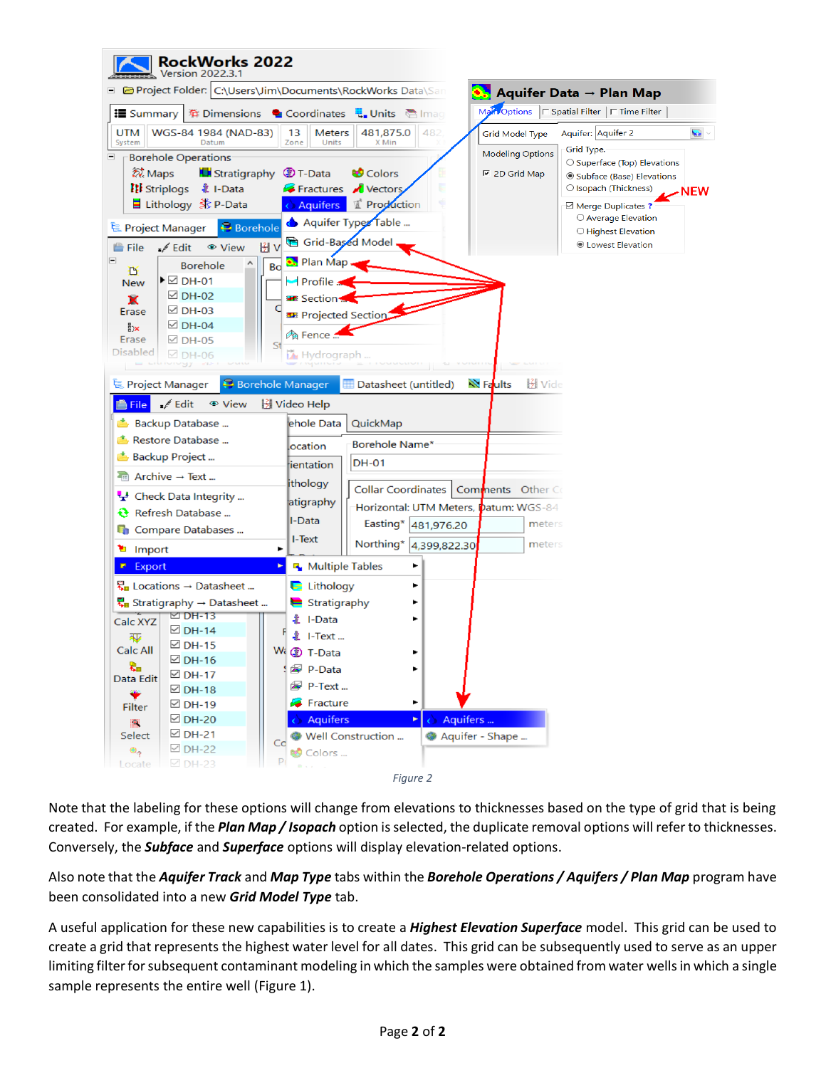Figure 2

Note that the labeling for these options will change from elevations to thicknesses based on the type of grid that is being created. For example, if the ***Plan Map / Isopach*** option is selected, the duplicate removal options will refer to thicknesses. Conversely, the ***Subface*** and ***Superface*** options will display elevation-related options.

Also note that the ***Aquifer Track*** and ***Map Type*** tabs within the ***Borehole Operations / Aquifers / Plan Map*** program have been consolidated into a new ***Grid Model Type*** tab.

A useful application for these new capabilities is to create a ***Highest Elevation Superface*** model. This grid can be used to create a grid that represents the highest water level for all dates. This grid can be subsequently used to serve as an upper limiting filter for subsequent contaminant modeling in which the samples were obtained from water wells in which a single sample represents the entire well (Figure 1).